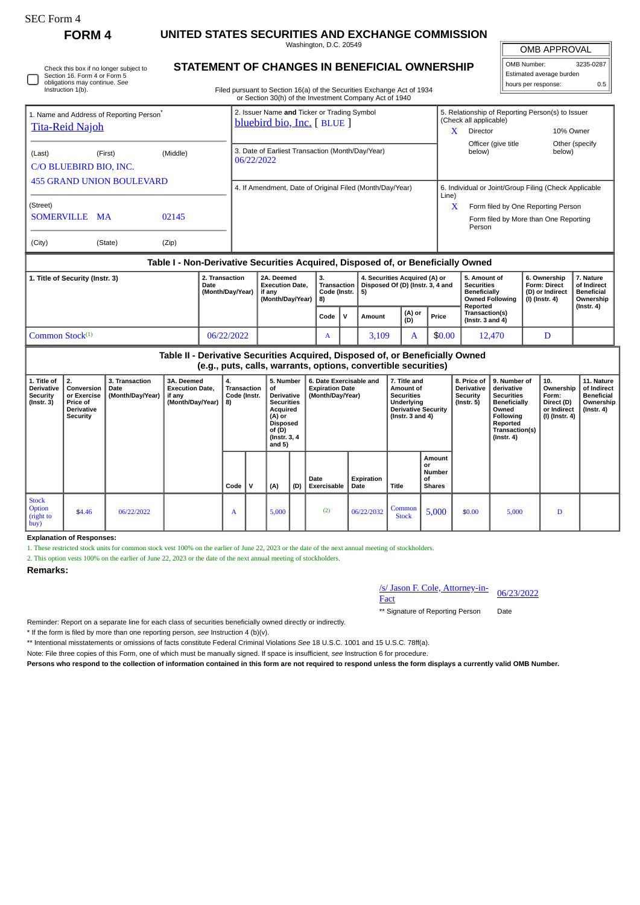SEC Form 4

**FORM 4**

# UNITED STATES SECURITIES AND EXCHANGE COMMISSION

Washington, D.C. 20549

## STATEMENT OF CHANGES IN BENEFICIAL OWNERSHIP

Filed pursuant to Section 16(a) of the Securities Exchange Act of 1934 or Section 30(h) of the Investment Company Act of 1940

| OMB APPROVAL | |
|---|---|
| OMB Number: | 3235-0287 |
| Estimated average burden | |
| hours per response: | 0.5 |

☐ Check this box if no longer subject to Section 16. Form 4 or Form 5 obligations may continue. *See* Instruction 1(b).

1. Name and Address of Reporting Person*
Tita-Reid Najoh

(Last) (First) (Middle)
C/O BLUEBIRD BIO, INC.
455 GRAND UNION BOULEVARD

(Street)
SOMERVILLE MA 02145

(City) (State) (Zip)

2. Issuer Name **and** Ticker or Trading Symbol
bluebird bio, Inc. [ BLUE ]

3. Date of Earliest Transaction (Month/Day/Year)
06/22/2022

4. If Amendment, Date of Original Filed (Month/Day/Year)

5. Relationship of Reporting Person(s) to Issuer (Check all applicable)
X Director
10% Owner
Officer (give title below)
Other (specify below)

6. Individual or Joint/Group Filing (Check Applicable Line)
X Form filed by One Reporting Person
Form filed by More than One Reporting Person

### Table I - Non-Derivative Securities Acquired, Disposed of, or Beneficially Owned

| 1. Title of Security (Instr. 3) | 2. Transaction Date (Month/Day/Year) | 2A. Deemed Execution Date, if any (Month/Day/Year) | 3. Transaction Code (Instr. 8) | | 4. Securities Acquired (A) or Disposed Of (D) (Instr. 3, 4 and 5) | | | 5. Amount of Securities Beneficially Owned Following Reported Transaction(s) (Instr. 3 and 4) | 6. Ownership Form: Direct (D) or Indirect (I) (Instr. 4) | 7. Nature of Indirect Beneficial Ownership (Instr. 4) |
|---|---|---|---|---|---|---|---|---|---|---|
| | | | Code | V | Amount | (A) or (D) | Price | | | |
| Common Stock[1] | 06/22/2022 | | A | | 3,109 | A | $0.00 | 12,470 | D | |

### Table II - Derivative Securities Acquired, Disposed of, or Beneficially Owned (e.g., puts, calls, warrants, options, convertible securities)

| 1. Title of Derivative Security (Instr. 3) | 2. Conversion or Exercise Price of Derivative Security | 3. Transaction Date (Month/Day/Year) | 3A. Deemed Execution Date, if any (Month/Day/Year) | 4. Transaction Code (Instr. 8) | | 5. Number of Derivative Securities Acquired (A) or Disposed of (D) (Instr. 3, 4 and 5) | | 6. Date Exercisable and Expiration Date (Month/Day/Year) | | 7. Title and Amount of Securities Underlying Derivative Security (Instr. 3 and 4) | | 8. Price of Derivative Security (Instr. 5) | 9. Number of derivative Securities Beneficially Owned Following Reported Transaction(s) (Instr. 4) | 10. Ownership Form: Direct (D) or Indirect (I) (Instr. 4) | 11. Nature of Indirect Beneficial Ownership (Instr. 4) |
|---|---|---|---|---|---|---|---|---|---|---|---|---|---|---|---|
| | | | | Code | V | (A) | (D) | Date Exercisable | Expiration Date | Title | Amount or Number of Shares | | | | |
| Stock Option (right to buy) | $4.46 | 06/22/2022 | | A | | 5,000 | | (2) | 06/22/2032 | Common Stock | 5,000 | $0.00 | 5,000 | D | |

**Explanation of Responses:**

1. These restricted stock units for common stock vest 100% on the earlier of June 22, 2023 or the date of the next annual meeting of stockholders.
2. This option vests 100% on the earlier of June 22, 2023 or the date of the next annual meeting of stockholders.

**Remarks:**

/s/ Jason F. Cole, Attorney-in-Fact 06/23/2022

** Signature of Reporting Person Date

Reminder: Report on a separate line for each class of securities beneficially owned directly or indirectly.

* If the form is filed by more than one reporting person, *see* Instruction 4 (b)(v).

** Intentional misstatements or omissions of facts constitute Federal Criminal Violations *See* 18 U.S.C. 1001 and 15 U.S.C. 78ff(a).

Note: File three copies of this Form, one of which must be manually signed. If space is insufficient, *see* Instruction 6 for procedure.

**Persons who respond to the collection of information contained in this form are not required to respond unless the form displays a currently valid OMB Number.**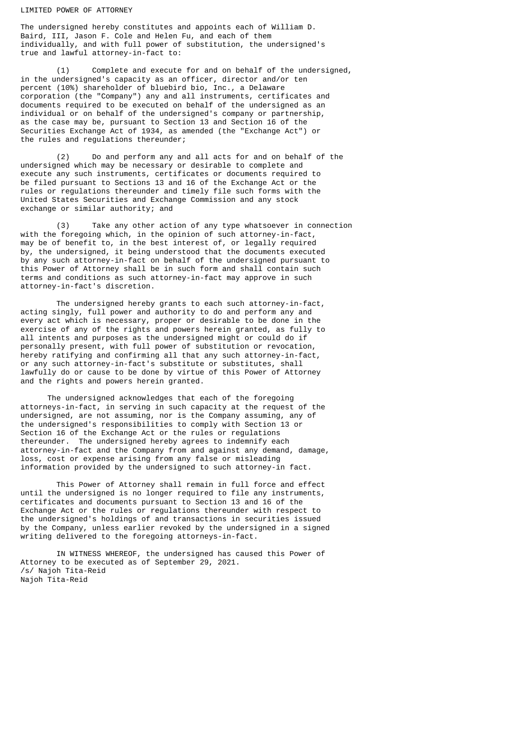# LIMITED POWER OF ATTORNEY

The undersigned hereby constitutes and appoints each of William D. Baird, III, Jason F. Cole and Helen Fu, and each of them individually, and with full power of substitution, the undersigned's true and lawful attorney-in-fact to:

(1) Complete and execute for and on behalf of the undersigned, in the undersigned's capacity as an officer, director and/or ten percent (10%) shareholder of bluebird bio, Inc., a Delaware corporation (the "Company") any and all instruments, certificates and documents required to be executed on behalf of the undersigned as an individual or on behalf of the undersigned's company or partnership, as the case may be, pursuant to Section 13 and Section 16 of the Securities Exchange Act of 1934, as amended (the "Exchange Act") or the rules and regulations thereunder;

(2) Do and perform any and all acts for and on behalf of the undersigned which may be necessary or desirable to complete and execute any such instruments, certificates or documents required to be filed pursuant to Sections 13 and 16 of the Exchange Act or the rules or regulations thereunder and timely file such forms with the United States Securities and Exchange Commission and any stock exchange or similar authority; and

(3) Take any other action of any type whatsoever in connection with the foregoing which, in the opinion of such attorney-in-fact, may be of benefit to, in the best interest of, or legally required by, the undersigned, it being understood that the documents executed by any such attorney-in-fact on behalf of the undersigned pursuant to this Power of Attorney shall be in such form and shall contain such terms and conditions as such attorney-in-fact may approve in such attorney-in-fact's discretion.

The undersigned hereby grants to each such attorney-in-fact, acting singly, full power and authority to do and perform any and every act which is necessary, proper or desirable to be done in the exercise of any of the rights and powers herein granted, as fully to all intents and purposes as the undersigned might or could do if personally present, with full power of substitution or revocation, hereby ratifying and confirming all that any such attorney-in-fact, or any such attorney-in-fact's substitute or substitutes, shall lawfully do or cause to be done by virtue of this Power of Attorney and the rights and powers herein granted.

The undersigned acknowledges that each of the foregoing attorneys-in-fact, in serving in such capacity at the request of the undersigned, are not assuming, nor is the Company assuming, any of the undersigned's responsibilities to comply with Section 13 or Section 16 of the Exchange Act or the rules or regulations thereunder. The undersigned hereby agrees to indemnify each attorney-in-fact and the Company from and against any demand, damage, loss, cost or expense arising from any false or misleading information provided by the undersigned to such attorney-in fact.

This Power of Attorney shall remain in full force and effect until the undersigned is no longer required to file any instruments, certificates and documents pursuant to Section 13 and 16 of the Exchange Act or the rules or regulations thereunder with respect to the undersigned's holdings of and transactions in securities issued by the Company, unless earlier revoked by the undersigned in a signed writing delivered to the foregoing attorneys-in-fact.

IN WITNESS WHEREOF, the undersigned has caused this Power of Attorney to be executed as of September 29, 2021.

/s/ Najoh Tita-Reid

Najoh Tita-Reid